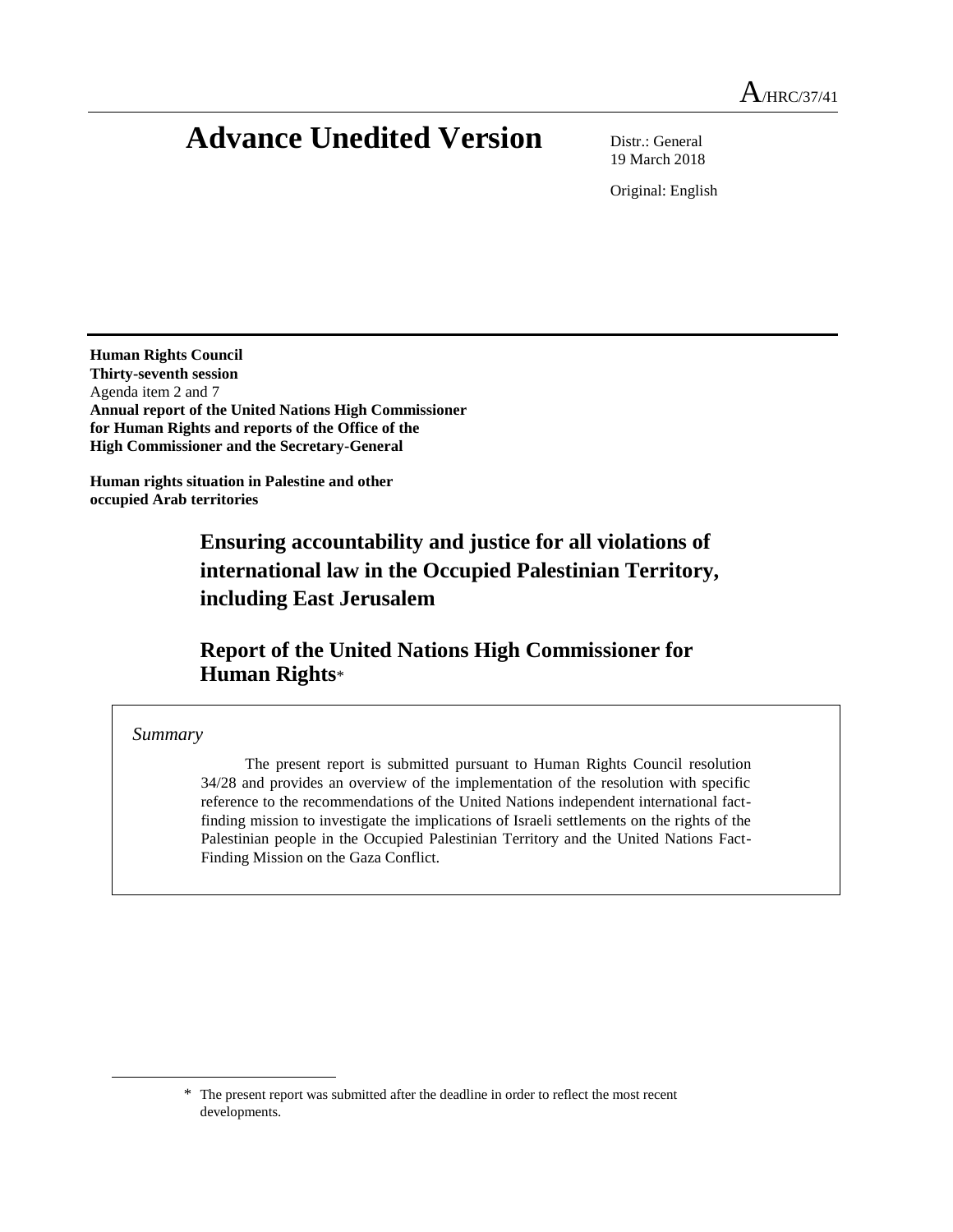A/HRC/37/41

# Advance Unedited Version

Distr.: General
19 March 2018

Original: English

**Human Rights Council**
**Thirty-seventh session**
Agenda item 2 and 7
**Annual report of the United Nations High Commissioner for Human Rights and reports of the Office of the High Commissioner and the Secretary-General**

**Human rights situation in Palestine and other occupied Arab territories**

## Ensuring accountability and justice for all violations of international law in the Occupied Palestinian Territory, including East Jerusalem

## Report of the United Nations High Commissioner for Human Rights*

*Summary*

The present report is submitted pursuant to Human Rights Council resolution 34/28 and provides an overview of the implementation of the resolution with specific reference to the recommendations of the United Nations independent international fact-finding mission to investigate the implications of Israeli settlements on the rights of the Palestinian people in the Occupied Palestinian Territory and the United Nations Fact-Finding Mission on the Gaza Conflict.

---

* The present report was submitted after the deadline in order to reflect the most recent developments.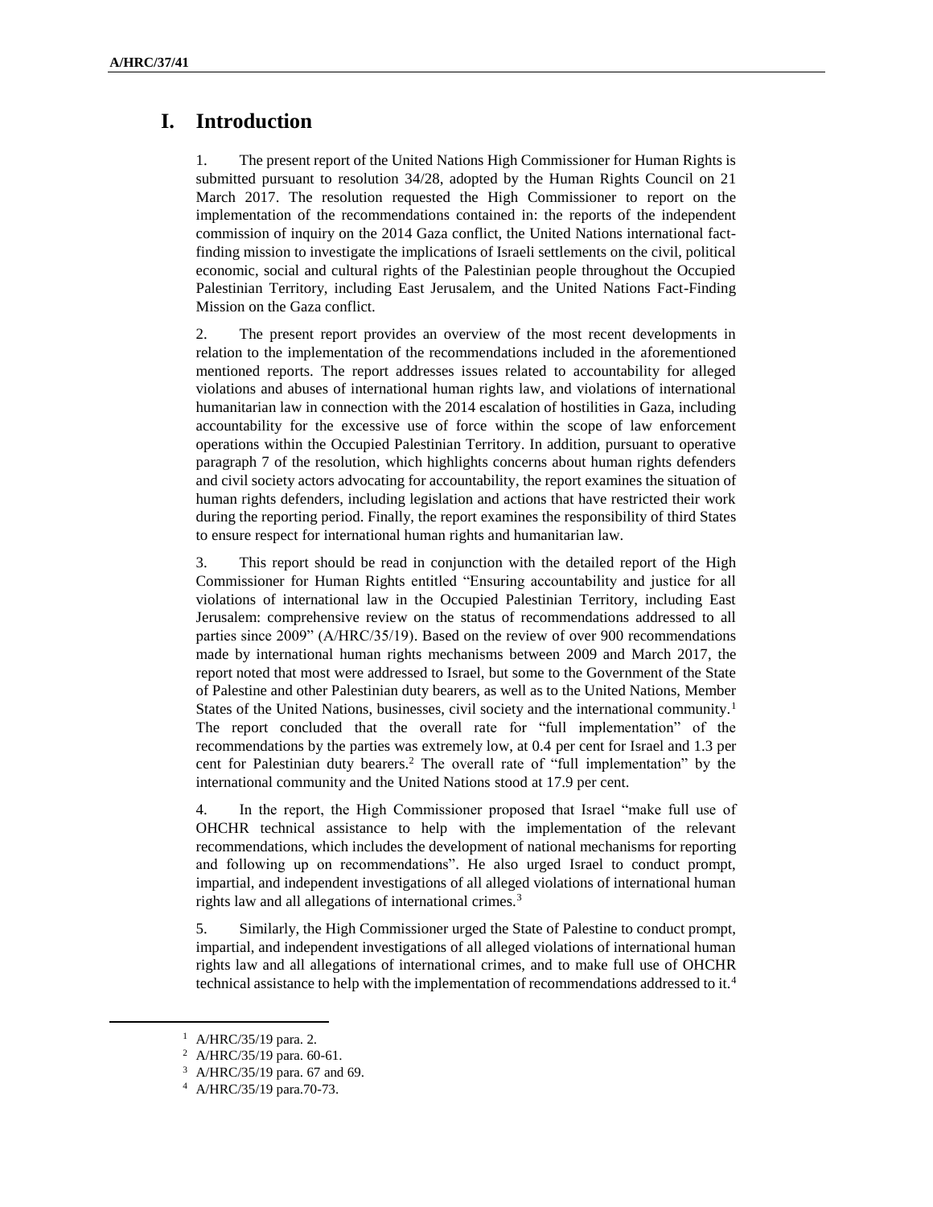# I. Introduction

1. The present report of the United Nations High Commissioner for Human Rights is submitted pursuant to resolution 34/28, adopted by the Human Rights Council on 21 March 2017. The resolution requested the High Commissioner to report on the implementation of the recommendations contained in: the reports of the independent commission of inquiry on the 2014 Gaza conflict, the United Nations international fact-finding mission to investigate the implications of Israeli settlements on the civil, political economic, social and cultural rights of the Palestinian people throughout the Occupied Palestinian Territory, including East Jerusalem, and the United Nations Fact-Finding Mission on the Gaza conflict.

2. The present report provides an overview of the most recent developments in relation to the implementation of the recommendations included in the aforementioned mentioned reports. The report addresses issues related to accountability for alleged violations and abuses of international human rights law, and violations of international humanitarian law in connection with the 2014 escalation of hostilities in Gaza, including accountability for the excessive use of force within the scope of law enforcement operations within the Occupied Palestinian Territory. In addition, pursuant to operative paragraph 7 of the resolution, which highlights concerns about human rights defenders and civil society actors advocating for accountability, the report examines the situation of human rights defenders, including legislation and actions that have restricted their work during the reporting period. Finally, the report examines the responsibility of third States to ensure respect for international human rights and humanitarian law.

3. This report should be read in conjunction with the detailed report of the High Commissioner for Human Rights entitled "Ensuring accountability and justice for all violations of international law in the Occupied Palestinian Territory, including East Jerusalem: comprehensive review on the status of recommendations addressed to all parties since 2009" (A/HRC/35/19). Based on the review of over 900 recommendations made by international human rights mechanisms between 2009 and March 2017, the report noted that most were addressed to Israel, but some to the Government of the State of Palestine and other Palestinian duty bearers, as well as to the United Nations, Member States of the United Nations, businesses, civil society and the international community.[1] The report concluded that the overall rate for "full implementation" of the recommendations by the parties was extremely low, at 0.4 per cent for Israel and 1.3 per cent for Palestinian duty bearers.[2] The overall rate of "full implementation" by the international community and the United Nations stood at 17.9 per cent.

4. In the report, the High Commissioner proposed that Israel "make full use of OHCHR technical assistance to help with the implementation of the relevant recommendations, which includes the development of national mechanisms for reporting and following up on recommendations". He also urged Israel to conduct prompt, impartial, and independent investigations of all alleged violations of international human rights law and all allegations of international crimes.[3]

5. Similarly, the High Commissioner urged the State of Palestine to conduct prompt, impartial, and independent investigations of all alleged violations of international human rights law and all allegations of international crimes, and to make full use of OHCHR technical assistance to help with the implementation of recommendations addressed to it.[4]

---

[1] A/HRC/35/19 para. 2.

[2] A/HRC/35/19 para. 60-61.

[3] A/HRC/35/19 para. 67 and 69.

[4] A/HRC/35/19 para.70-73.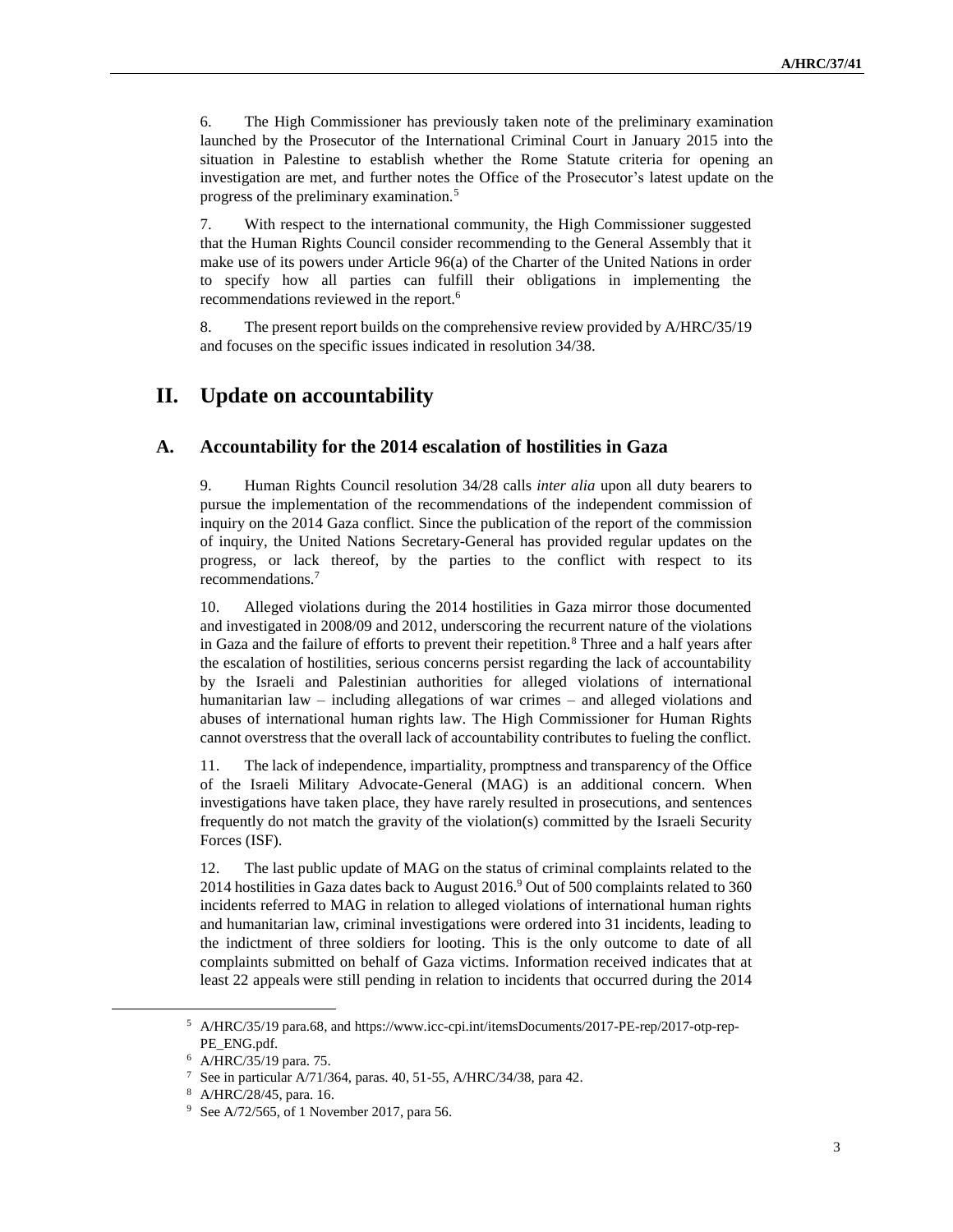6. The High Commissioner has previously taken note of the preliminary examination launched by the Prosecutor of the International Criminal Court in January 2015 into the situation in Palestine to establish whether the Rome Statute criteria for opening an investigation are met, and further notes the Office of the Prosecutor's latest update on the progress of the preliminary examination.[5]

7. With respect to the international community, the High Commissioner suggested that the Human Rights Council consider recommending to the General Assembly that it make use of its powers under Article 96(a) of the Charter of the United Nations in order to specify how all parties can fulfill their obligations in implementing the recommendations reviewed in the report.[6]

8. The present report builds on the comprehensive review provided by A/HRC/35/19 and focuses on the specific issues indicated in resolution 34/38.

# II. Update on accountability

## A. Accountability for the 2014 escalation of hostilities in Gaza

9. Human Rights Council resolution 34/28 calls *inter alia* upon all duty bearers to pursue the implementation of the recommendations of the independent commission of inquiry on the 2014 Gaza conflict. Since the publication of the report of the commission of inquiry, the United Nations Secretary-General has provided regular updates on the progress, or lack thereof, by the parties to the conflict with respect to its recommendations.[7]

10. Alleged violations during the 2014 hostilities in Gaza mirror those documented and investigated in 2008/09 and 2012, underscoring the recurrent nature of the violations in Gaza and the failure of efforts to prevent their repetition.[8] Three and a half years after the escalation of hostilities, serious concerns persist regarding the lack of accountability by the Israeli and Palestinian authorities for alleged violations of international humanitarian law – including allegations of war crimes – and alleged violations and abuses of international human rights law. The High Commissioner for Human Rights cannot overstress that the overall lack of accountability contributes to fueling the conflict.

11. The lack of independence, impartiality, promptness and transparency of the Office of the Israeli Military Advocate-General (MAG) is an additional concern. When investigations have taken place, they have rarely resulted in prosecutions, and sentences frequently do not match the gravity of the violation(s) committed by the Israeli Security Forces (ISF).

12. The last public update of MAG on the status of criminal complaints related to the 2014 hostilities in Gaza dates back to August 2016.[9] Out of 500 complaints related to 360 incidents referred to MAG in relation to alleged violations of international human rights and humanitarian law, criminal investigations were ordered into 31 incidents, leading to the indictment of three soldiers for looting. This is the only outcome to date of all complaints submitted on behalf of Gaza victims. Information received indicates that at least 22 appeals were still pending in relation to incidents that occurred during the 2014

---

[5] A/HRC/35/19 para.68, and https://www.icc-cpi.int/itemsDocuments/2017-PE-rep/2017-otp-rep-PE_ENG.pdf.

[6] A/HRC/35/19 para. 75.

[7] See in particular A/71/364, paras. 40, 51-55, A/HRC/34/38, para 42.

[8] A/HRC/28/45, para. 16.

[9] See A/72/565, of 1 November 2017, para 56.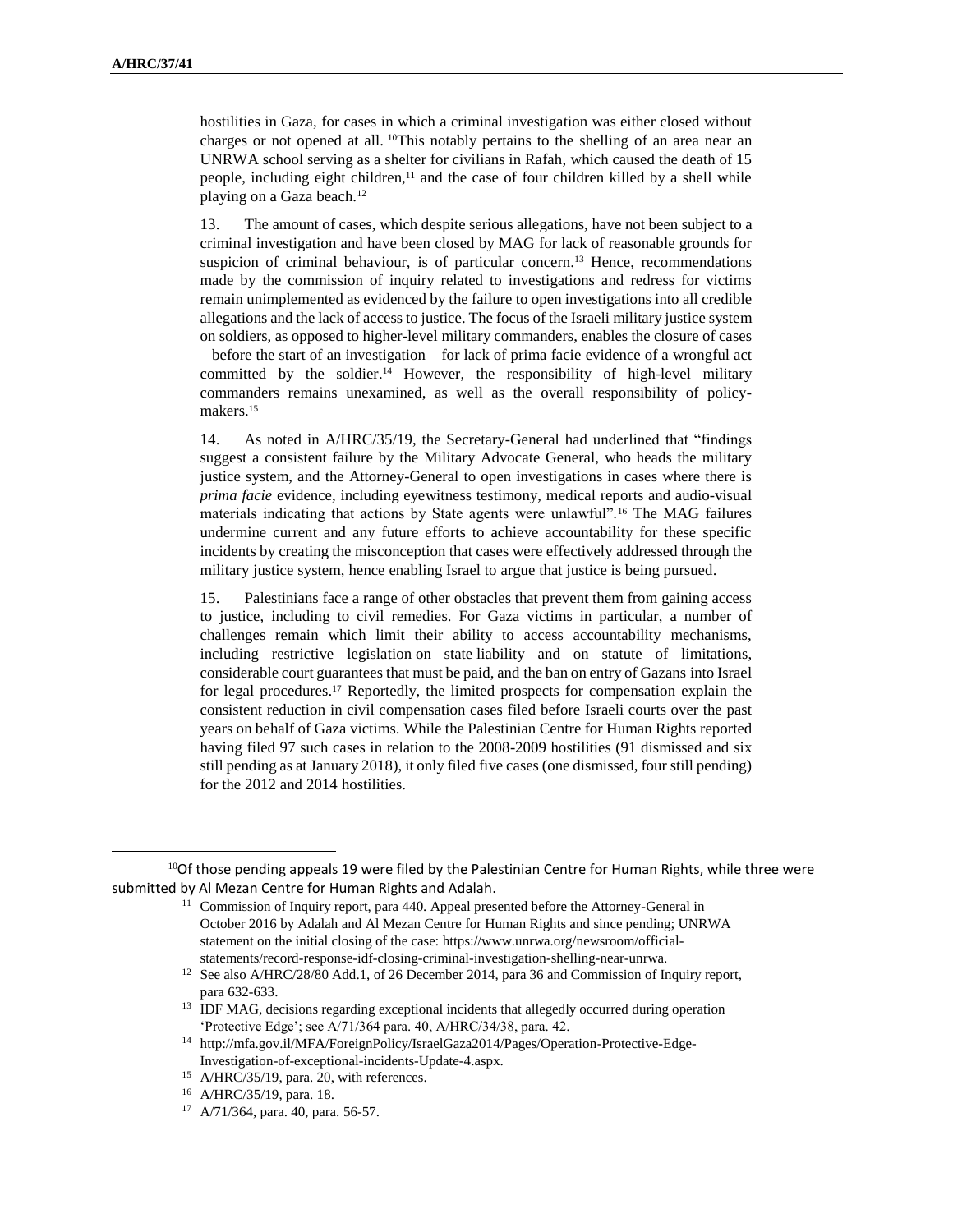hostilities in Gaza, for cases in which a criminal investigation was either closed without charges or not opened at all. [10]This notably pertains to the shelling of an area near an UNRWA school serving as a shelter for civilians in Rafah, which caused the death of 15 people, including eight children,[11] and the case of four children killed by a shell while playing on a Gaza beach.[12]

13. The amount of cases, which despite serious allegations, have not been subject to a criminal investigation and have been closed by MAG for lack of reasonable grounds for suspicion of criminal behaviour, is of particular concern.[13] Hence, recommendations made by the commission of inquiry related to investigations and redress for victims remain unimplemented as evidenced by the failure to open investigations into all credible allegations and the lack of access to justice. The focus of the Israeli military justice system on soldiers, as opposed to higher-level military commanders, enables the closure of cases – before the start of an investigation – for lack of prima facie evidence of a wrongful act committed by the soldier.[14] However, the responsibility of high-level military commanders remains unexamined, as well as the overall responsibility of policy-makers.[15]

14. As noted in A/HRC/35/19, the Secretary-General had underlined that "findings suggest a consistent failure by the Military Advocate General, who heads the military justice system, and the Attorney-General to open investigations in cases where there is *prima facie* evidence, including eyewitness testimony, medical reports and audio-visual materials indicating that actions by State agents were unlawful".[16] The MAG failures undermine current and any future efforts to achieve accountability for these specific incidents by creating the misconception that cases were effectively addressed through the military justice system, hence enabling Israel to argue that justice is being pursued.

15. Palestinians face a range of other obstacles that prevent them from gaining access to justice, including to civil remedies. For Gaza victims in particular, a number of challenges remain which limit their ability to access accountability mechanisms, including restrictive legislation on state liability and on statute of limitations, considerable court guarantees that must be paid, and the ban on entry of Gazans into Israel for legal procedures.[17] Reportedly, the limited prospects for compensation explain the consistent reduction in civil compensation cases filed before Israeli courts over the past years on behalf of Gaza victims. While the Palestinian Centre for Human Rights reported having filed 97 such cases in relation to the 2008-2009 hostilities (91 dismissed and six still pending as at January 2018), it only filed five cases (one dismissed, four still pending) for the 2012 and 2014 hostilities.

---

[10] Of those pending appeals 19 were filed by the Palestinian Centre for Human Rights, while three were submitted by Al Mezan Centre for Human Rights and Adalah.

[11] Commission of Inquiry report, para 440. Appeal presented before the Attorney-General in October 2016 by Adalah and Al Mezan Centre for Human Rights and since pending; UNRWA statement on the initial closing of the case: https://www.unrwa.org/newsroom/official-statements/record-response-idf-closing-criminal-investigation-shelling-near-unrwa.

[12] See also A/HRC/28/80 Add.1, of 26 December 2014, para 36 and Commission of Inquiry report, para 632-633.

[13] IDF MAG, decisions regarding exceptional incidents that allegedly occurred during operation 'Protective Edge'; see A/71/364 para. 40, A/HRC/34/38, para. 42.

[14] http://mfa.gov.il/MFA/ForeignPolicy/IsraelGaza2014/Pages/Operation-Protective-Edge-Investigation-of-exceptional-incidents-Update-4.aspx.

[15] A/HRC/35/19, para. 20, with references.

[16] A/HRC/35/19, para. 18.

[17] A/71/364, para. 40, para. 56-57.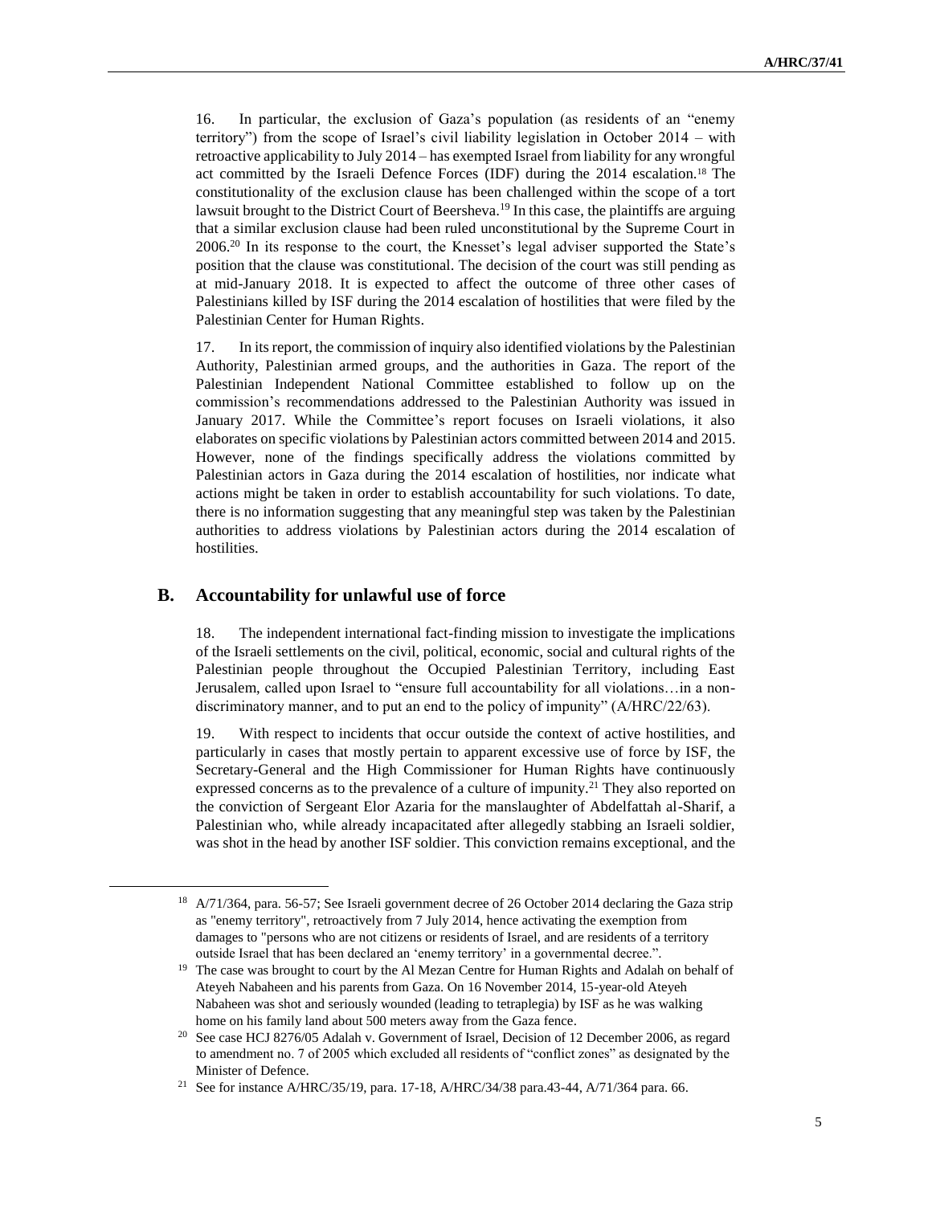16. In particular, the exclusion of Gaza's population (as residents of an "enemy territory") from the scope of Israel's civil liability legislation in October 2014 – with retroactive applicability to July 2014 – has exempted Israel from liability for any wrongful act committed by the Israeli Defence Forces (IDF) during the 2014 escalation.[18] The constitutionality of the exclusion clause has been challenged within the scope of a tort lawsuit brought to the District Court of Beersheva.[19] In this case, the plaintiffs are arguing that a similar exclusion clause had been ruled unconstitutional by the Supreme Court in 2006.[20] In its response to the court, the Knesset's legal adviser supported the State's position that the clause was constitutional. The decision of the court was still pending as at mid-January 2018. It is expected to affect the outcome of three other cases of Palestinians killed by ISF during the 2014 escalation of hostilities that were filed by the Palestinian Center for Human Rights.

17. In its report, the commission of inquiry also identified violations by the Palestinian Authority, Palestinian armed groups, and the authorities in Gaza. The report of the Palestinian Independent National Committee established to follow up on the commission's recommendations addressed to the Palestinian Authority was issued in January 2017. While the Committee's report focuses on Israeli violations, it also elaborates on specific violations by Palestinian actors committed between 2014 and 2015. However, none of the findings specifically address the violations committed by Palestinian actors in Gaza during the 2014 escalation of hostilities, nor indicate what actions might be taken in order to establish accountability for such violations. To date, there is no information suggesting that any meaningful step was taken by the Palestinian authorities to address violations by Palestinian actors during the 2014 escalation of hostilities.

## B. Accountability for unlawful use of force

18. The independent international fact-finding mission to investigate the implications of the Israeli settlements on the civil, political, economic, social and cultural rights of the Palestinian people throughout the Occupied Palestinian Territory, including East Jerusalem, called upon Israel to "ensure full accountability for all violations…in a non-discriminatory manner, and to put an end to the policy of impunity" (A/HRC/22/63).

19. With respect to incidents that occur outside the context of active hostilities, and particularly in cases that mostly pertain to apparent excessive use of force by ISF, the Secretary-General and the High Commissioner for Human Rights have continuously expressed concerns as to the prevalence of a culture of impunity.[21] They also reported on the conviction of Sergeant Elor Azaria for the manslaughter of Abdelfattah al-Sharif, a Palestinian who, while already incapacitated after allegedly stabbing an Israeli soldier, was shot in the head by another ISF soldier. This conviction remains exceptional, and the

---

[18] A/71/364, para. 56-57; See Israeli government decree of 26 October 2014 declaring the Gaza strip as "enemy territory", retroactively from 7 July 2014, hence activating the exemption from damages to "persons who are not citizens or residents of Israel, and are residents of a territory outside Israel that has been declared an 'enemy territory' in a governmental decree.".

[19] The case was brought to court by the Al Mezan Centre for Human Rights and Adalah on behalf of Ateyeh Nabaheen and his parents from Gaza. On 16 November 2014, 15-year-old Ateyeh Nabaheen was shot and seriously wounded (leading to tetraplegia) by ISF as he was walking home on his family land about 500 meters away from the Gaza fence.

[20] See case HCJ 8276/05 Adalah v. Government of Israel, Decision of 12 December 2006, as regard to amendment no. 7 of 2005 which excluded all residents of "conflict zones" as designated by the Minister of Defence.

[21] See for instance A/HRC/35/19, para. 17-18, A/HRC/34/38 para.43-44, A/71/364 para. 66.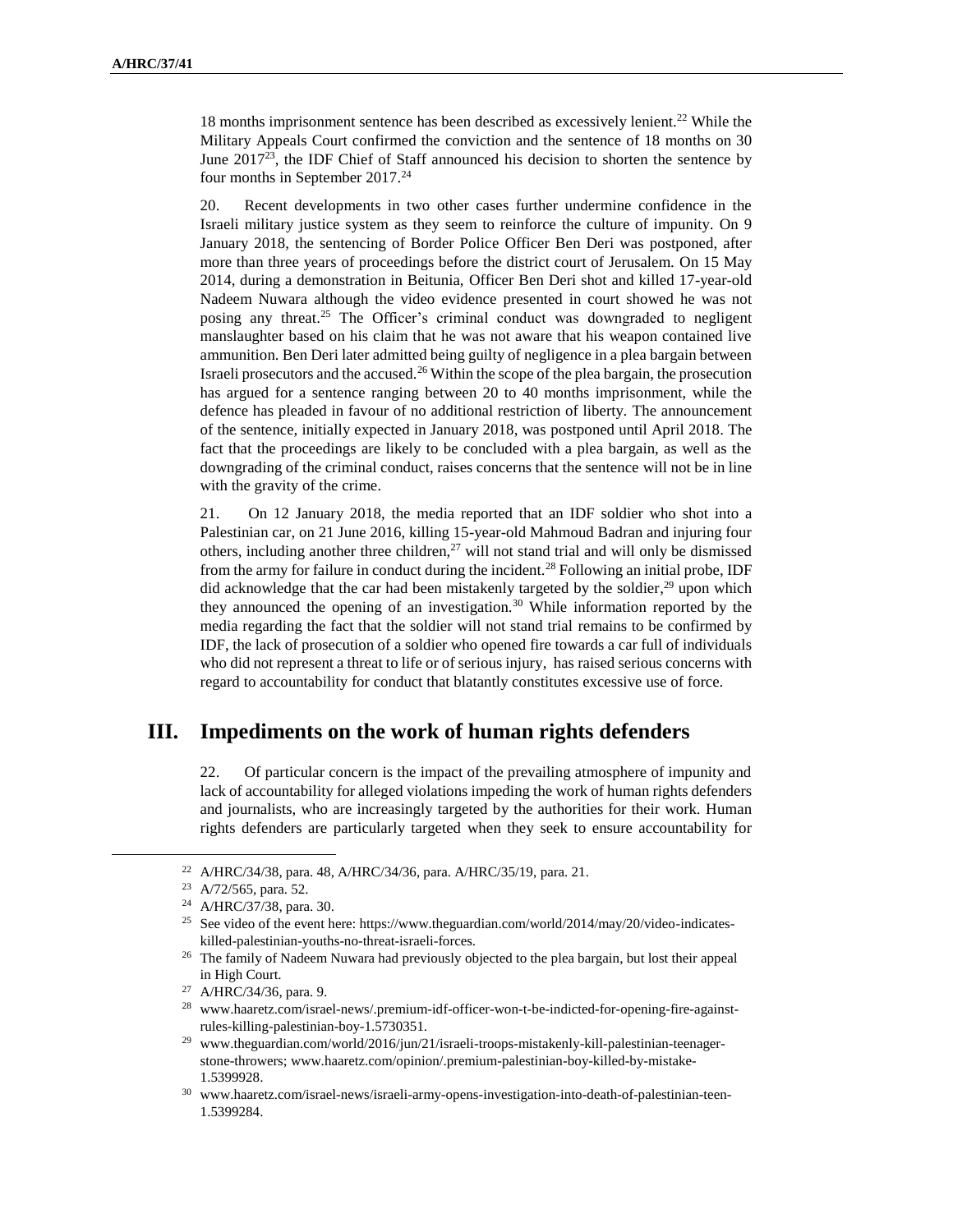18 months imprisonment sentence has been described as excessively lenient.[22] While the Military Appeals Court confirmed the conviction and the sentence of 18 months on 30 June 2017[23], the IDF Chief of Staff announced his decision to shorten the sentence by four months in September 2017.[24]

20. Recent developments in two other cases further undermine confidence in the Israeli military justice system as they seem to reinforce the culture of impunity. On 9 January 2018, the sentencing of Border Police Officer Ben Deri was postponed, after more than three years of proceedings before the district court of Jerusalem. On 15 May 2014, during a demonstration in Beitunia, Officer Ben Deri shot and killed 17-year-old Nadeem Nuwara although the video evidence presented in court showed he was not posing any threat.[25] The Officer's criminal conduct was downgraded to negligent manslaughter based on his claim that he was not aware that his weapon contained live ammunition. Ben Deri later admitted being guilty of negligence in a plea bargain between Israeli prosecutors and the accused.[26] Within the scope of the plea bargain, the prosecution has argued for a sentence ranging between 20 to 40 months imprisonment, while the defence has pleaded in favour of no additional restriction of liberty. The announcement of the sentence, initially expected in January 2018, was postponed until April 2018. The fact that the proceedings are likely to be concluded with a plea bargain, as well as the downgrading of the criminal conduct, raises concerns that the sentence will not be in line with the gravity of the crime.

21. On 12 January 2018, the media reported that an IDF soldier who shot into a Palestinian car, on 21 June 2016, killing 15-year-old Mahmoud Badran and injuring four others, including another three children,[27] will not stand trial and will only be dismissed from the army for failure in conduct during the incident.[28] Following an initial probe, IDF did acknowledge that the car had been mistakenly targeted by the soldier,[29] upon which they announced the opening of an investigation.[30] While information reported by the media regarding the fact that the soldier will not stand trial remains to be confirmed by IDF, the lack of prosecution of a soldier who opened fire towards a car full of individuals who did not represent a threat to life or of serious injury, has raised serious concerns with regard to accountability for conduct that blatantly constitutes excessive use of force.

# III. Impediments on the work of human rights defenders

22. Of particular concern is the impact of the prevailing atmosphere of impunity and lack of accountability for alleged violations impeding the work of human rights defenders and journalists, who are increasingly targeted by the authorities for their work. Human rights defenders are particularly targeted when they seek to ensure accountability for

---

[22] A/HRC/34/38, para. 48, A/HRC/34/36, para. A/HRC/35/19, para. 21.

[23] A/72/565, para. 52.

[24] A/HRC/37/38, para. 30.

[25] See video of the event here: https://www.theguardian.com/world/2014/may/20/video-indicates-killed-palestinian-youths-no-threat-israeli-forces.

[26] The family of Nadeem Nuwara had previously objected to the plea bargain, but lost their appeal in High Court.

[27] A/HRC/34/36, para. 9.

[28] www.haaretz.com/israel-news/.premium-idf-officer-won-t-be-indicted-for-opening-fire-against-rules-killing-palestinian-boy-1.5730351.

[29] www.theguardian.com/world/2016/jun/21/israeli-troops-mistakenly-kill-palestinian-teenager-stone-throwers; www.haaretz.com/opinion/.premium-palestinian-boy-killed-by-mistake-1.5399928.

[30] www.haaretz.com/israel-news/israeli-army-opens-investigation-into-death-of-palestinian-teen-1.5399284.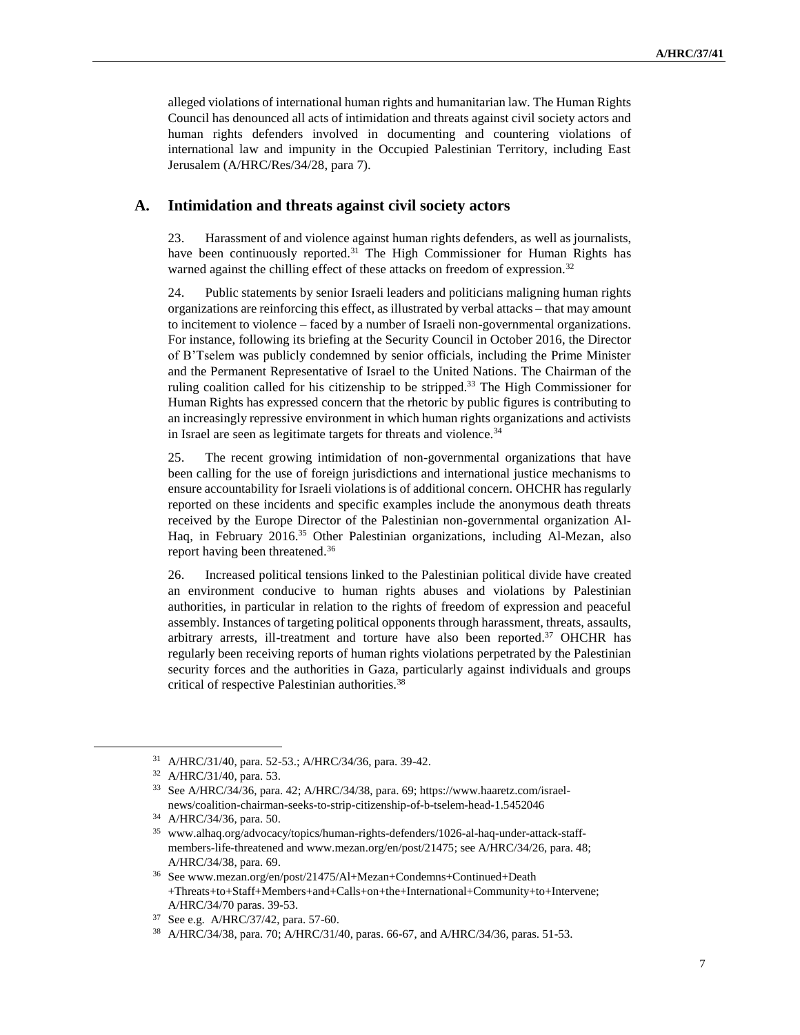alleged violations of international human rights and humanitarian law. The Human Rights Council has denounced all acts of intimidation and threats against civil society actors and human rights defenders involved in documenting and countering violations of international law and impunity in the Occupied Palestinian Territory, including East Jerusalem (A/HRC/Res/34/28, para 7).

## A. Intimidation and threats against civil society actors

23. Harassment of and violence against human rights defenders, as well as journalists, have been continuously reported.[31] The High Commissioner for Human Rights has warned against the chilling effect of these attacks on freedom of expression.[32]

24. Public statements by senior Israeli leaders and politicians maligning human rights organizations are reinforcing this effect, as illustrated by verbal attacks – that may amount to incitement to violence – faced by a number of Israeli non-governmental organizations. For instance, following its briefing at the Security Council in October 2016, the Director of B'Tselem was publicly condemned by senior officials, including the Prime Minister and the Permanent Representative of Israel to the United Nations. The Chairman of the ruling coalition called for his citizenship to be stripped.[33] The High Commissioner for Human Rights has expressed concern that the rhetoric by public figures is contributing to an increasingly repressive environment in which human rights organizations and activists in Israel are seen as legitimate targets for threats and violence.[34]

25. The recent growing intimidation of non-governmental organizations that have been calling for the use of foreign jurisdictions and international justice mechanisms to ensure accountability for Israeli violations is of additional concern. OHCHR has regularly reported on these incidents and specific examples include the anonymous death threats received by the Europe Director of the Palestinian non-governmental organization Al-Haq, in February 2016.[35] Other Palestinian organizations, including Al-Mezan, also report having been threatened.[36]

26. Increased political tensions linked to the Palestinian political divide have created an environment conducive to human rights abuses and violations by Palestinian authorities, in particular in relation to the rights of freedom of expression and peaceful assembly. Instances of targeting political opponents through harassment, threats, assaults, arbitrary arrests, ill-treatment and torture have also been reported.[37] OHCHR has regularly been receiving reports of human rights violations perpetrated by the Palestinian security forces and the authorities in Gaza, particularly against individuals and groups critical of respective Palestinian authorities.[38]

---

[31] A/HRC/31/40, para. 52-53.; A/HRC/34/36, para. 39-42.

[32] A/HRC/31/40, para. 53.

[33] See A/HRC/34/36, para. 42; A/HRC/34/38, para. 69; https://www.haaretz.com/israel-news/coalition-chairman-seeks-to-strip-citizenship-of-b-tselem-head-1.5452046

[34] A/HRC/34/36, para. 50.

[35] www.alhaq.org/advocacy/topics/human-rights-defenders/1026-al-haq-under-attack-staff-members-life-threatened and www.mezan.org/en/post/21475; see A/HRC/34/26, para. 48; A/HRC/34/38, para. 69.

[36] See www.mezan.org/en/post/21475/Al+Mezan+Condemns+Continued+Death+Threats+to+Staff+Members+and+Calls+on+the+International+Community+to+Intervene; A/HRC/34/70 paras. 39-53.

[37] See e.g. A/HRC/37/42, para. 57-60.

[38] A/HRC/34/38, para. 70; A/HRC/31/40, paras. 66-67, and A/HRC/34/36, paras. 51-53.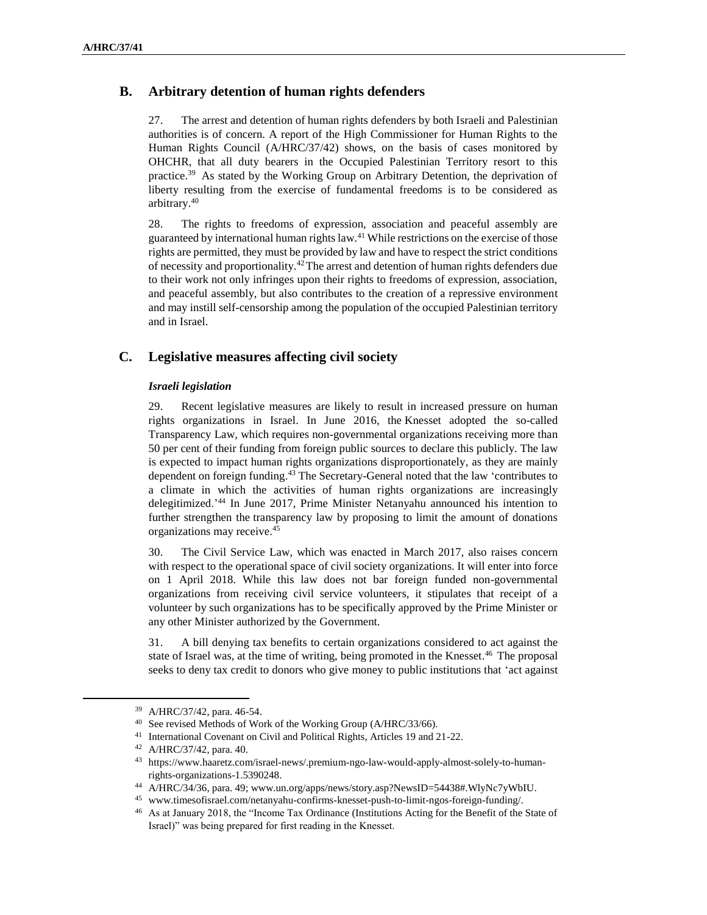## B. Arbitrary detention of human rights defenders

27. The arrest and detention of human rights defenders by both Israeli and Palestinian authorities is of concern. A report of the High Commissioner for Human Rights to the Human Rights Council (A/HRC/37/42) shows, on the basis of cases monitored by OHCHR, that all duty bearers in the Occupied Palestinian Territory resort to this practice.[39] As stated by the Working Group on Arbitrary Detention, the deprivation of liberty resulting from the exercise of fundamental freedoms is to be considered as arbitrary.[40]

28. The rights to freedoms of expression, association and peaceful assembly are guaranteed by international human rights law.[41] While restrictions on the exercise of those rights are permitted, they must be provided by law and have to respect the strict conditions of necessity and proportionality.[42] The arrest and detention of human rights defenders due to their work not only infringes upon their rights to freedoms of expression, association, and peaceful assembly, but also contributes to the creation of a repressive environment and may instill self-censorship among the population of the occupied Palestinian territory and in Israel.

## C. Legislative measures affecting civil society

### *Israeli legislation*

29. Recent legislative measures are likely to result in increased pressure on human rights organizations in Israel. In June 2016, the Knesset adopted the so-called Transparency Law, which requires non-governmental organizations receiving more than 50 per cent of their funding from foreign public sources to declare this publicly. The law is expected to impact human rights organizations disproportionately, as they are mainly dependent on foreign funding.[43] The Secretary-General noted that the law 'contributes to a climate in which the activities of human rights organizations are increasingly delegitimized.'[44] In June 2017, Prime Minister Netanyahu announced his intention to further strengthen the transparency law by proposing to limit the amount of donations organizations may receive.[45]

30. The Civil Service Law, which was enacted in March 2017, also raises concern with respect to the operational space of civil society organizations. It will enter into force on 1 April 2018. While this law does not bar foreign funded non-governmental organizations from receiving civil service volunteers, it stipulates that receipt of a volunteer by such organizations has to be specifically approved by the Prime Minister or any other Minister authorized by the Government.

31. A bill denying tax benefits to certain organizations considered to act against the state of Israel was, at the time of writing, being promoted in the Knesset.[46] The proposal seeks to deny tax credit to donors who give money to public institutions that 'act against

---

[39] A/HRC/37/42, para. 46-54.

[40] See revised Methods of Work of the Working Group (A/HRC/33/66).

[41] International Covenant on Civil and Political Rights, Articles 19 and 21-22.

[42] A/HRC/37/42, para. 40.

[43] https://www.haaretz.com/israel-news/.premium-ngo-law-would-apply-almost-solely-to-human-rights-organizations-1.5390248.

[44] A/HRC/34/36, para. 49; www.un.org/apps/news/story.asp?NewsID=54438#.WlyNc7yWbIU.

[45] www.timesofisrael.com/netanyahu-confirms-knesset-push-to-limit-ngos-foreign-funding/.

[46] As at January 2018, the "Income Tax Ordinance (Institutions Acting for the Benefit of the State of Israel)" was being prepared for first reading in the Knesset.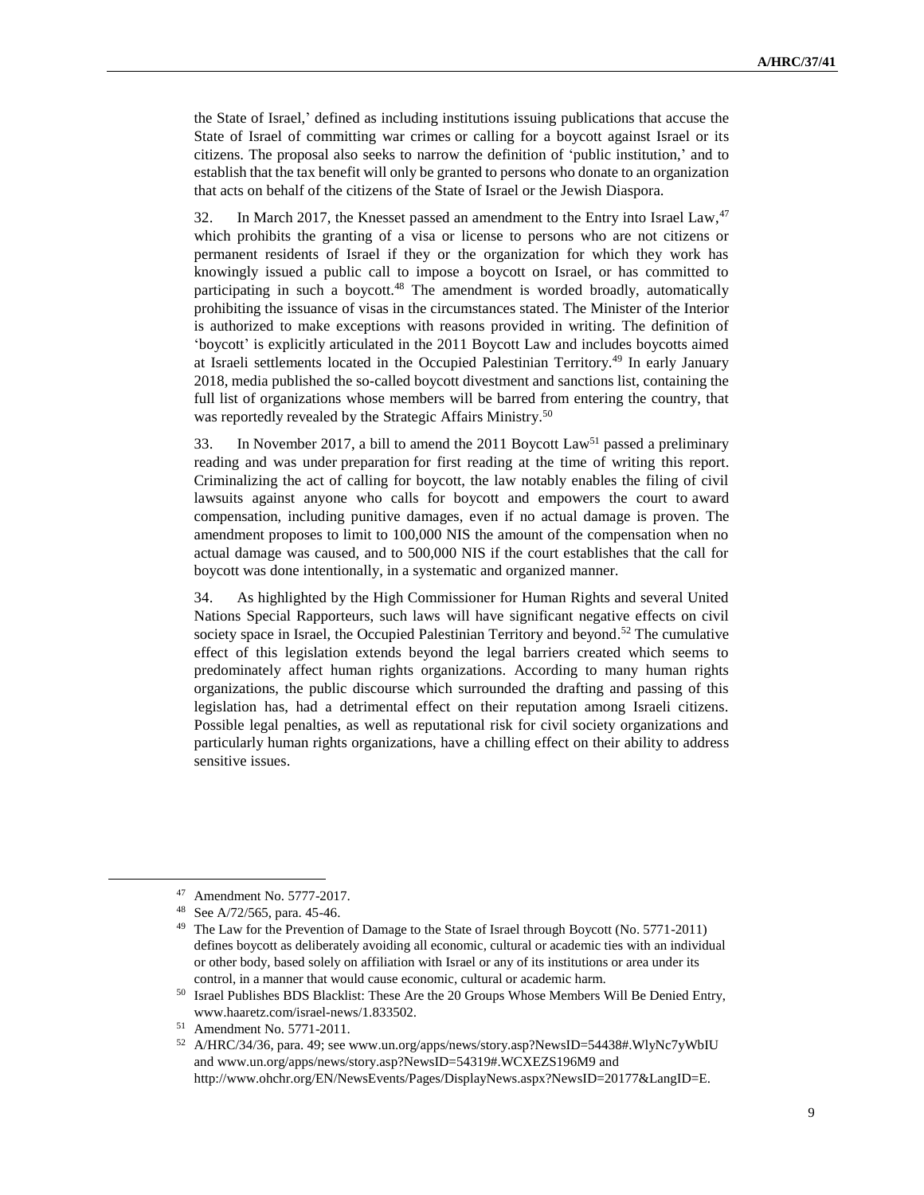the State of Israel,' defined as including institutions issuing publications that accuse the State of Israel of committing war crimes or calling for a boycott against Israel or its citizens. The proposal also seeks to narrow the definition of 'public institution,' and to establish that the tax benefit will only be granted to persons who donate to an organization that acts on behalf of the citizens of the State of Israel or the Jewish Diaspora.

32. In March 2017, the Knesset passed an amendment to the Entry into Israel Law,[47] which prohibits the granting of a visa or license to persons who are not citizens or permanent residents of Israel if they or the organization for which they work has knowingly issued a public call to impose a boycott on Israel, or has committed to participating in such a boycott.[48] The amendment is worded broadly, automatically prohibiting the issuance of visas in the circumstances stated. The Minister of the Interior is authorized to make exceptions with reasons provided in writing. The definition of 'boycott' is explicitly articulated in the 2011 Boycott Law and includes boycotts aimed at Israeli settlements located in the Occupied Palestinian Territory.[49] In early January 2018, media published the so-called boycott divestment and sanctions list, containing the full list of organizations whose members will be barred from entering the country, that was reportedly revealed by the Strategic Affairs Ministry.[50]

33. In November 2017, a bill to amend the 2011 Boycott Law[51] passed a preliminary reading and was under preparation for first reading at the time of writing this report. Criminalizing the act of calling for boycott, the law notably enables the filing of civil lawsuits against anyone who calls for boycott and empowers the court to award compensation, including punitive damages, even if no actual damage is proven. The amendment proposes to limit to 100,000 NIS the amount of the compensation when no actual damage was caused, and to 500,000 NIS if the court establishes that the call for boycott was done intentionally, in a systematic and organized manner.

34. As highlighted by the High Commissioner for Human Rights and several United Nations Special Rapporteurs, such laws will have significant negative effects on civil society space in Israel, the Occupied Palestinian Territory and beyond.[52] The cumulative effect of this legislation extends beyond the legal barriers created which seems to predominately affect human rights organizations. According to many human rights organizations, the public discourse which surrounded the drafting and passing of this legislation has, had a detrimental effect on their reputation among Israeli citizens. Possible legal penalties, as well as reputational risk for civil society organizations and particularly human rights organizations, have a chilling effect on their ability to address sensitive issues.

---

[47] Amendment No. 5777-2017.

[48] See A/72/565, para. 45-46.

[49] The Law for the Prevention of Damage to the State of Israel through Boycott (No. 5771-2011) defines boycott as deliberately avoiding all economic, cultural or academic ties with an individual or other body, based solely on affiliation with Israel or any of its institutions or area under its control, in a manner that would cause economic, cultural or academic harm.

[50] Israel Publishes BDS Blacklist: These Are the 20 Groups Whose Members Will Be Denied Entry, www.haaretz.com/israel-news/1.833502.

[51] Amendment No. 5771-2011.

[52] A/HRC/34/36, para. 49; see www.un.org/apps/news/story.asp?NewsID=54438#.WlyNc7yWbIU and www.un.org/apps/news/story.asp?NewsID=54319#.WCXEZS196M9 and http://www.ohchr.org/EN/NewsEvents/Pages/DisplayNews.aspx?NewsID=20177&LangID=E.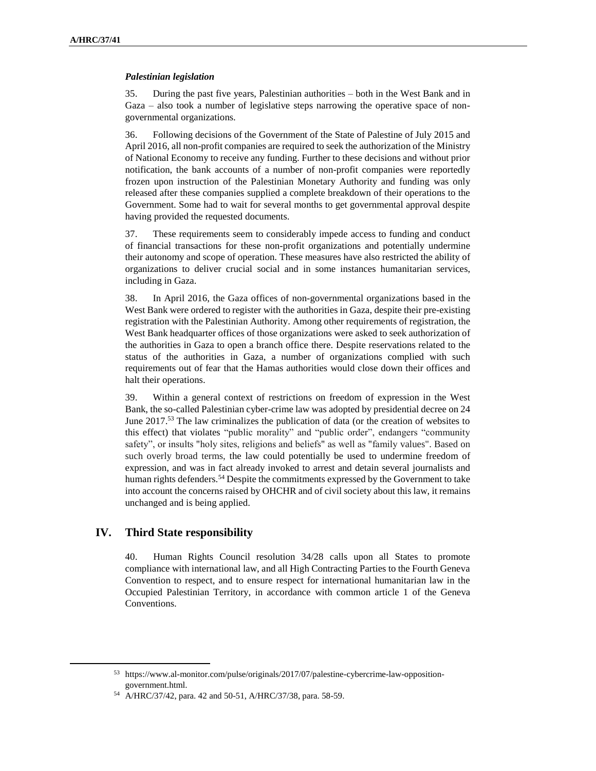### *Palestinian legislation*

35. During the past five years, Palestinian authorities – both in the West Bank and in Gaza – also took a number of legislative steps narrowing the operative space of non-governmental organizations.

36. Following decisions of the Government of the State of Palestine of July 2015 and April 2016, all non-profit companies are required to seek the authorization of the Ministry of National Economy to receive any funding. Further to these decisions and without prior notification, the bank accounts of a number of non-profit companies were reportedly frozen upon instruction of the Palestinian Monetary Authority and funding was only released after these companies supplied a complete breakdown of their operations to the Government. Some had to wait for several months to get governmental approval despite having provided the requested documents.

37. These requirements seem to considerably impede access to funding and conduct of financial transactions for these non-profit organizations and potentially undermine their autonomy and scope of operation. These measures have also restricted the ability of organizations to deliver crucial social and in some instances humanitarian services, including in Gaza.

38. In April 2016, the Gaza offices of non-governmental organizations based in the West Bank were ordered to register with the authorities in Gaza, despite their pre-existing registration with the Palestinian Authority. Among other requirements of registration, the West Bank headquarter offices of those organizations were asked to seek authorization of the authorities in Gaza to open a branch office there. Despite reservations related to the status of the authorities in Gaza, a number of organizations complied with such requirements out of fear that the Hamas authorities would close down their offices and halt their operations.

39. Within a general context of restrictions on freedom of expression in the West Bank, the so-called Palestinian cyber-crime law was adopted by presidential decree on 24 June 2017.[53] The law criminalizes the publication of data (or the creation of websites to this effect) that violates "public morality" and "public order", endangers "community safety", or insults "holy sites, religions and beliefs" as well as "family values". Based on such overly broad terms, the law could potentially be used to undermine freedom of expression, and was in fact already invoked to arrest and detain several journalists and human rights defenders.[54] Despite the commitments expressed by the Government to take into account the concerns raised by OHCHR and of civil society about this law, it remains unchanged and is being applied.

## IV. Third State responsibility

40. Human Rights Council resolution 34/28 calls upon all States to promote compliance with international law, and all High Contracting Parties to the Fourth Geneva Convention to respect, and to ensure respect for international humanitarian law in the Occupied Palestinian Territory, in accordance with common article 1 of the Geneva Conventions.

---

[53] https://www.al-monitor.com/pulse/originals/2017/07/palestine-cybercrime-law-opposition-government.html.

[54] A/HRC/37/42, para. 42 and 50-51, A/HRC/37/38, para. 58-59.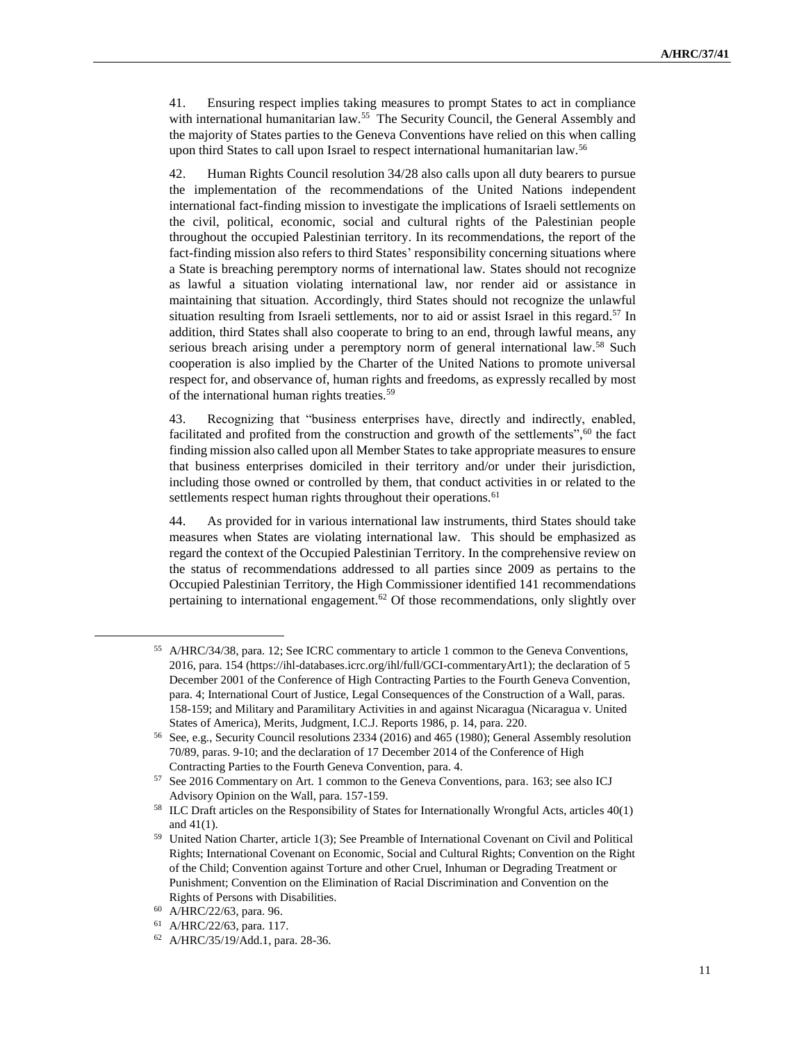41. Ensuring respect implies taking measures to prompt States to act in compliance with international humanitarian law.[55] The Security Council, the General Assembly and the majority of States parties to the Geneva Conventions have relied on this when calling upon third States to call upon Israel to respect international humanitarian law.[56]

42. Human Rights Council resolution 34/28 also calls upon all duty bearers to pursue the implementation of the recommendations of the United Nations independent international fact-finding mission to investigate the implications of Israeli settlements on the civil, political, economic, social and cultural rights of the Palestinian people throughout the occupied Palestinian territory. In its recommendations, the report of the fact-finding mission also refers to third States' responsibility concerning situations where a State is breaching peremptory norms of international law. States should not recognize as lawful a situation violating international law, nor render aid or assistance in maintaining that situation. Accordingly, third States should not recognize the unlawful situation resulting from Israeli settlements, nor to aid or assist Israel in this regard.[57] In addition, third States shall also cooperate to bring to an end, through lawful means, any serious breach arising under a peremptory norm of general international law.[58] Such cooperation is also implied by the Charter of the United Nations to promote universal respect for, and observance of, human rights and freedoms, as expressly recalled by most of the international human rights treaties.[59]

43. Recognizing that "business enterprises have, directly and indirectly, enabled, facilitated and profited from the construction and growth of the settlements",[60] the fact finding mission also called upon all Member States to take appropriate measures to ensure that business enterprises domiciled in their territory and/or under their jurisdiction, including those owned or controlled by them, that conduct activities in or related to the settlements respect human rights throughout their operations.[61]

44. As provided for in various international law instruments, third States should take measures when States are violating international law. This should be emphasized as regard the context of the Occupied Palestinian Territory. In the comprehensive review on the status of recommendations addressed to all parties since 2009 as pertains to the Occupied Palestinian Territory, the High Commissioner identified 141 recommendations pertaining to international engagement.[62] Of those recommendations, only slightly over

---

[55] A/HRC/34/38, para. 12; See ICRC commentary to article 1 common to the Geneva Conventions, 2016, para. 154 (https://ihl-databases.icrc.org/ihl/full/GCI-commentaryArt1); the declaration of 5 December 2001 of the Conference of High Contracting Parties to the Fourth Geneva Convention, para. 4; International Court of Justice, Legal Consequences of the Construction of a Wall, paras. 158-159; and Military and Paramilitary Activities in and against Nicaragua (Nicaragua v. United States of America), Merits, Judgment, I.C.J. Reports 1986, p. 14, para. 220.

[56] See, e.g., Security Council resolutions 2334 (2016) and 465 (1980); General Assembly resolution 70/89, paras. 9-10; and the declaration of 17 December 2014 of the Conference of High Contracting Parties to the Fourth Geneva Convention, para. 4.

[57] See 2016 Commentary on Art. 1 common to the Geneva Conventions, para. 163; see also ICJ Advisory Opinion on the Wall, para. 157-159.

[58] ILC Draft articles on the Responsibility of States for Internationally Wrongful Acts, articles 40(1) and 41(1).

[59] United Nation Charter, article 1(3); See Preamble of International Covenant on Civil and Political Rights; International Covenant on Economic, Social and Cultural Rights; Convention on the Right of the Child; Convention against Torture and other Cruel, Inhuman or Degrading Treatment or Punishment; Convention on the Elimination of Racial Discrimination and Convention on the Rights of Persons with Disabilities.

[60] A/HRC/22/63, para. 96.

[61] A/HRC/22/63, para. 117.

[62] A/HRC/35/19/Add.1, para. 28-36.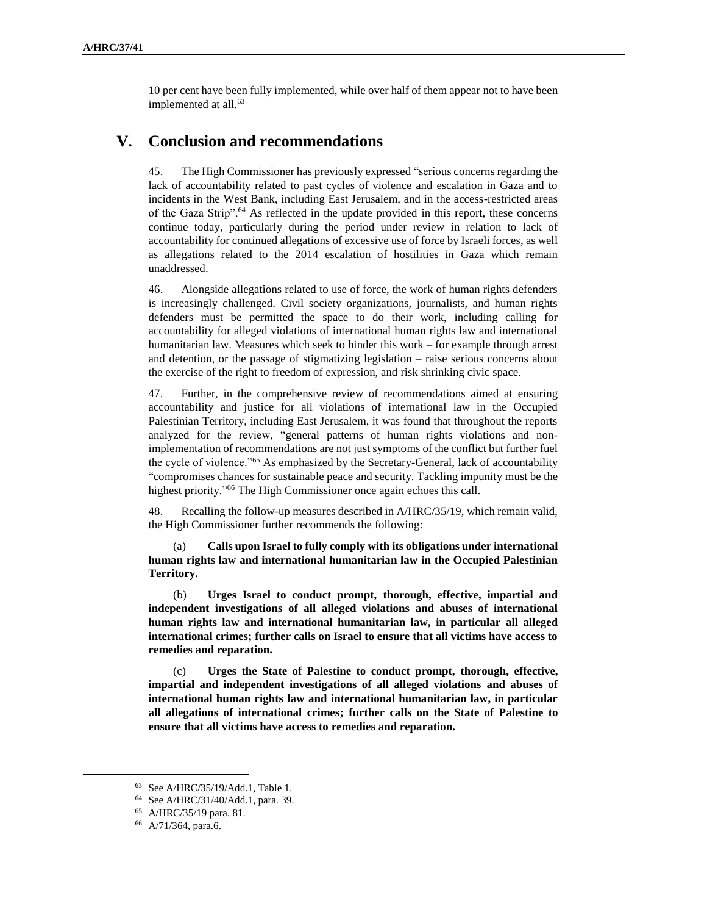10 per cent have been fully implemented, while over half of them appear not to have been implemented at all.[63]

# V. Conclusion and recommendations

45. The High Commissioner has previously expressed "serious concerns regarding the lack of accountability related to past cycles of violence and escalation in Gaza and to incidents in the West Bank, including East Jerusalem, and in the access-restricted areas of the Gaza Strip".[64] As reflected in the update provided in this report, these concerns continue today, particularly during the period under review in relation to lack of accountability for continued allegations of excessive use of force by Israeli forces, as well as allegations related to the 2014 escalation of hostilities in Gaza which remain unaddressed.

46. Alongside allegations related to use of force, the work of human rights defenders is increasingly challenged. Civil society organizations, journalists, and human rights defenders must be permitted the space to do their work, including calling for accountability for alleged violations of international human rights law and international humanitarian law. Measures which seek to hinder this work – for example through arrest and detention, or the passage of stigmatizing legislation – raise serious concerns about the exercise of the right to freedom of expression, and risk shrinking civic space.

47. Further, in the comprehensive review of recommendations aimed at ensuring accountability and justice for all violations of international law in the Occupied Palestinian Territory, including East Jerusalem, it was found that throughout the reports analyzed for the review, "general patterns of human rights violations and non-implementation of recommendations are not just symptoms of the conflict but further fuel the cycle of violence."[65] As emphasized by the Secretary-General, lack of accountability "compromises chances for sustainable peace and security. Tackling impunity must be the highest priority."[66] The High Commissioner once again echoes this call.

48. Recalling the follow-up measures described in A/HRC/35/19, which remain valid, the High Commissioner further recommends the following:

(a) **Calls upon Israel to fully comply with its obligations under international human rights law and international humanitarian law in the Occupied Palestinian Territory.**

(b) **Urges Israel to conduct prompt, thorough, effective, impartial and independent investigations of all alleged violations and abuses of international human rights law and international humanitarian law, in particular all alleged international crimes; further calls on Israel to ensure that all victims have access to remedies and reparation.**

(c) **Urges the State of Palestine to conduct prompt, thorough, effective, impartial and independent investigations of all alleged violations and abuses of international human rights law and international humanitarian law, in particular all allegations of international crimes; further calls on the State of Palestine to ensure that all victims have access to remedies and reparation.**

---

[63] See A/HRC/35/19/Add.1, Table 1.

[64] See A/HRC/31/40/Add.1, para. 39.

[65] A/HRC/35/19 para. 81.

[66] A/71/364, para.6.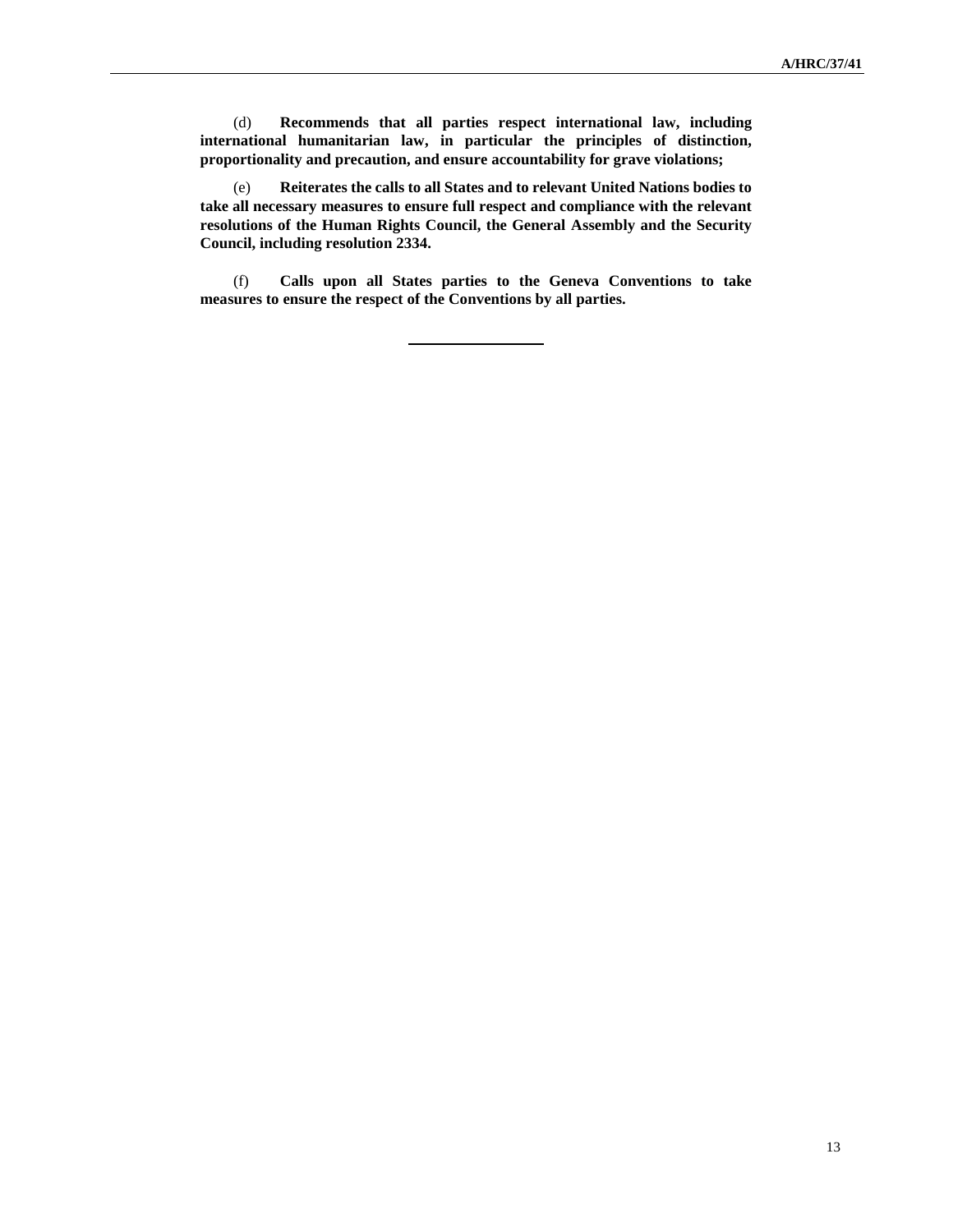(d) **Recommends that all parties respect international law, including international humanitarian law, in particular the principles of distinction, proportionality and precaution, and ensure accountability for grave violations;**

(e) **Reiterates the calls to all States and to relevant United Nations bodies to take all necessary measures to ensure full respect and compliance with the relevant resolutions of the Human Rights Council, the General Assembly and the Security Council, including resolution 2334.**

(f) **Calls upon all States parties to the Geneva Conventions to take measures to ensure the respect of the Conventions by all parties.**